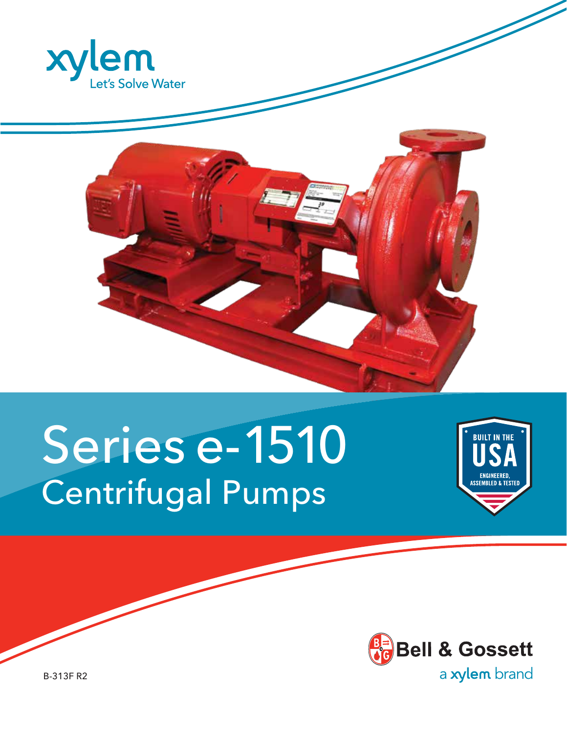xylem
Let's Solve Water

# Series e-1510
## Centrifugal Pumps

BUILT IN THE USA
ENGINEERED, ASSEMBLED & TESTED

Bell & Gossett
a xylem brand

B-313F R2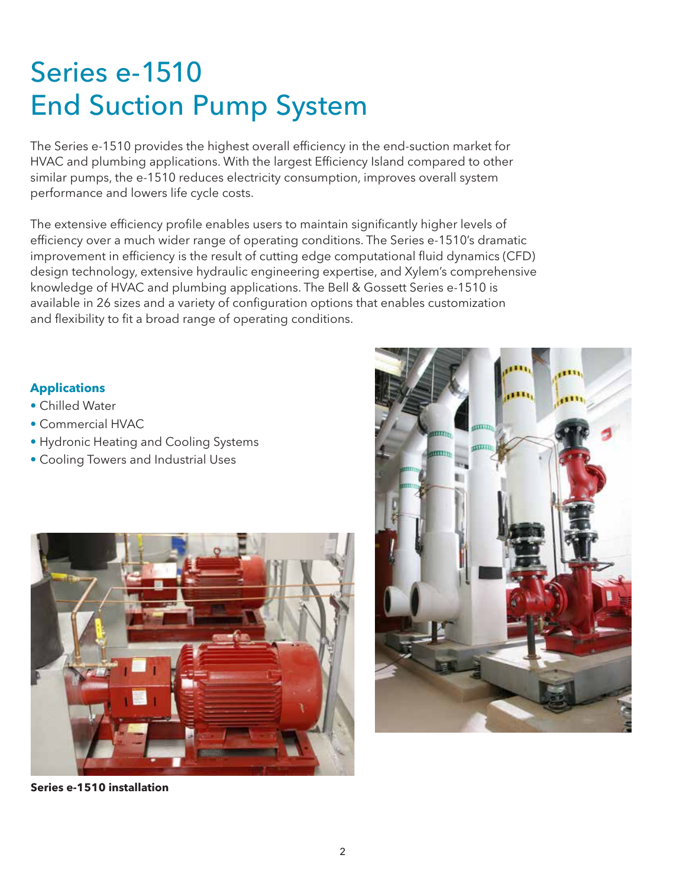# Series e-1510
# End Suction Pump System

The Series e-1510 provides the highest overall efficiency in the end-suction market for HVAC and plumbing applications. With the largest Efficiency Island compared to other similar pumps, the e-1510 reduces electricity consumption, improves overall system performance and lowers life cycle costs.

The extensive efficiency profile enables users to maintain significantly higher levels of efficiency over a much wider range of operating conditions. The Series e-1510's dramatic improvement in efficiency is the result of cutting edge computational fluid dynamics (CFD) design technology, extensive hydraulic engineering expertise, and Xylem's comprehensive knowledge of HVAC and plumbing applications. The Bell & Gossett Series e-1510 is available in 26 sizes and a variety of configuration options that enables customization and flexibility to fit a broad range of operating conditions.

**Applications**

- Chilled Water
- Commercial HVAC
- Hydronic Heating and Cooling Systems
- Cooling Towers and Industrial Uses

**Series e-1510 installation**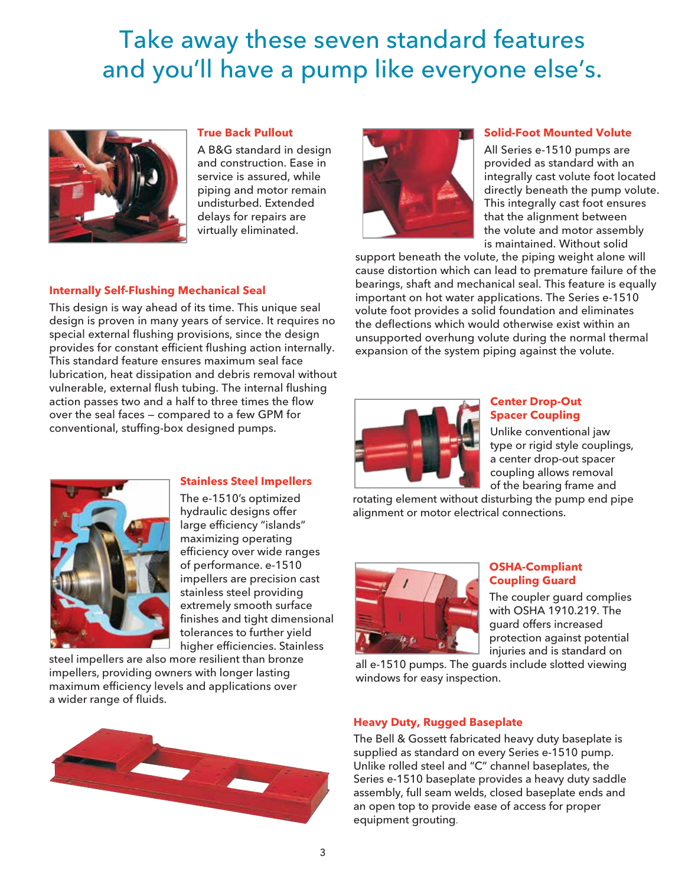# Take away these seven standard features and you'll have a pump like everyone else's.

### True Back Pullout

A B&G standard in design and construction. Ease in service is assured, while piping and motor remain undisturbed. Extended delays for repairs are virtually eliminated.

### Internally Self-Flushing Mechanical Seal

This design is way ahead of its time. This unique seal design is proven in many years of service. It requires no special external flushing provisions, since the design provides for constant efficient flushing action internally. This standard feature ensures maximum seal face lubrication, heat dissipation and debris removal without vulnerable, external flush tubing. The internal flushing action passes two and a half to three times the flow over the seal faces — compared to a few GPM for conventional, stuffing-box designed pumps.

### Stainless Steel Impellers

The e-1510's optimized hydraulic designs offer large efficiency "islands" maximizing operating efficiency over wide ranges of performance. e-1510 impellers are precision cast stainless steel providing extremely smooth surface finishes and tight dimensional tolerances to further yield higher efficiencies. Stainless steel impellers are also more resilient than bronze impellers, providing owners with longer lasting maximum efficiency levels and applications over a wider range of fluids.

### Solid-Foot Mounted Volute

All Series e-1510 pumps are provided as standard with an integrally cast volute foot located directly beneath the pump volute. This integrally cast foot ensures that the alignment between the volute and motor assembly is maintained. Without solid support beneath the volute, the piping weight alone will cause distortion which can lead to premature failure of the bearings, shaft and mechanical seal. This feature is equally important on hot water applications. The Series e-1510 volute foot provides a solid foundation and eliminates the deflections which would otherwise exist within an unsupported overhung volute during the normal thermal expansion of the system piping against the volute.

### Center Drop-Out Spacer Coupling

Unlike conventional jaw type or rigid style couplings, a center drop-out spacer coupling allows removal of the bearing frame and rotating element without disturbing the pump end pipe alignment or motor electrical connections.

### OSHA-Compliant Coupling Guard

The coupler guard complies with OSHA 1910.219. The guard offers increased protection against potential injuries and is standard on all e-1510 pumps. The guards include slotted viewing windows for easy inspection.

### Heavy Duty, Rugged Baseplate

The Bell & Gossett fabricated heavy duty baseplate is supplied as standard on every Series e-1510 pump. Unlike rolled steel and "C" channel baseplates, the Series e-1510 baseplate provides a heavy duty saddle assembly, full seam welds, closed baseplate ends and an open top to provide ease of access for proper equipment grouting.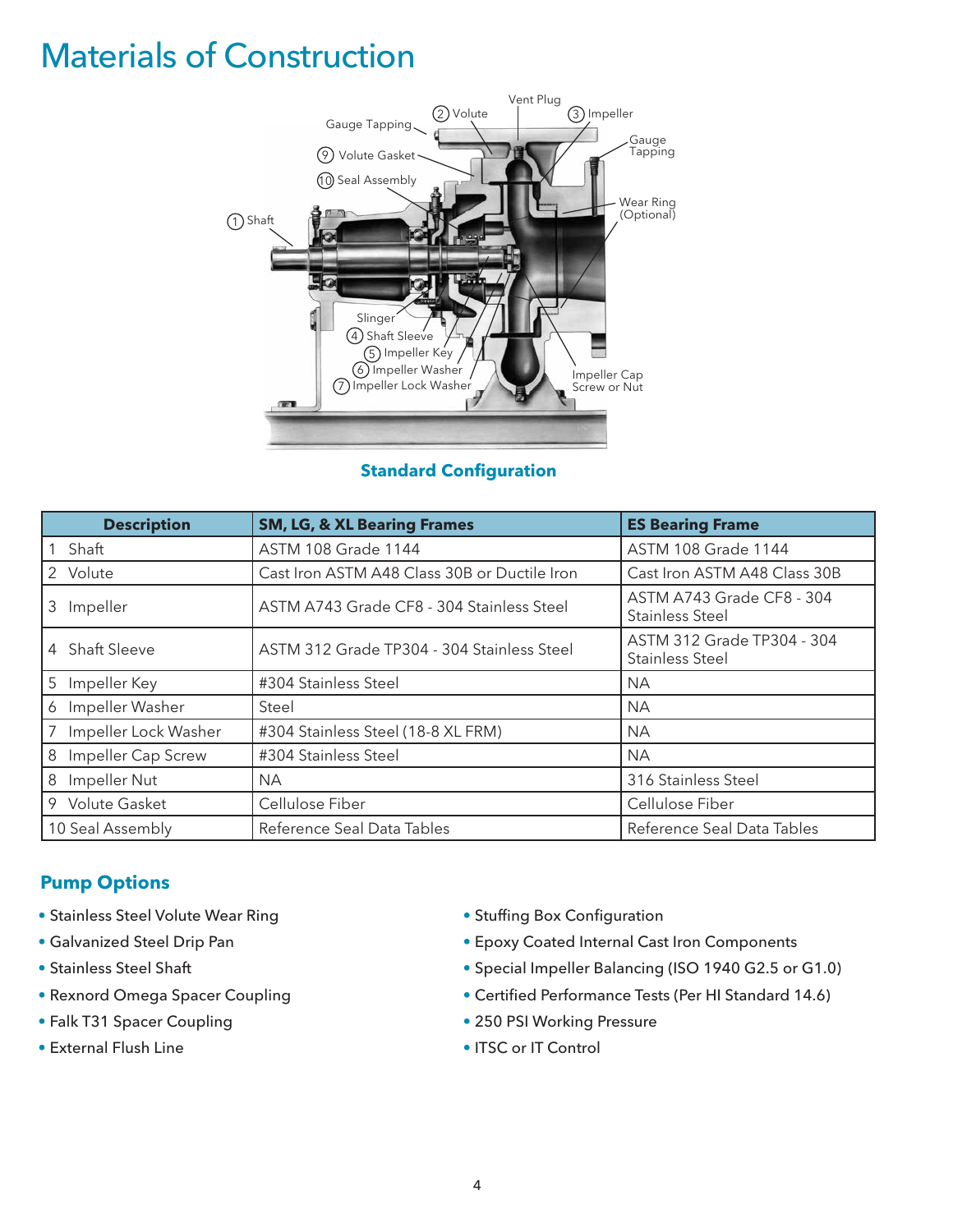# Materials of Construction

**Standard Configuration**

| Description | SM, LG, & XL Bearing Frames | ES Bearing Frame |
|---|---|---|
| 1 Shaft | ASTM 108 Grade 1144 | ASTM 108 Grade 1144 |
| 2 Volute | Cast Iron ASTM A48 Class 30B or Ductile Iron | Cast Iron ASTM A48 Class 30B |
| 3 Impeller | ASTM A743 Grade CF8 - 304 Stainless Steel | ASTM A743 Grade CF8 - 304 Stainless Steel |
| 4 Shaft Sleeve | ASTM 312 Grade TP304 - 304 Stainless Steel | ASTM 312 Grade TP304 - 304 Stainless Steel |
| 5 Impeller Key | #304 Stainless Steel | NA |
| 6 Impeller Washer | Steel | NA |
| 7 Impeller Lock Washer | #304 Stainless Steel (18-8 XL FRM) | NA |
| 8 Impeller Cap Screw | #304 Stainless Steel | NA |
| 8 Impeller Nut | NA | 316 Stainless Steel |
| 9 Volute Gasket | Cellulose Fiber | Cellulose Fiber |
| 10 Seal Assembly | Reference Seal Data Tables | Reference Seal Data Tables |

## Pump Options

- Stainless Steel Volute Wear Ring
- Galvanized Steel Drip Pan
- Stainless Steel Shaft
- Rexnord Omega Spacer Coupling
- Falk T31 Spacer Coupling
- External Flush Line
- Stuffing Box Configuration
- Epoxy Coated Internal Cast Iron Components
- Special Impeller Balancing (ISO 1940 G2.5 or G1.0)
- Certified Performance Tests (Per HI Standard 14.6)
- 250 PSI Working Pressure
- ITSC or IT Control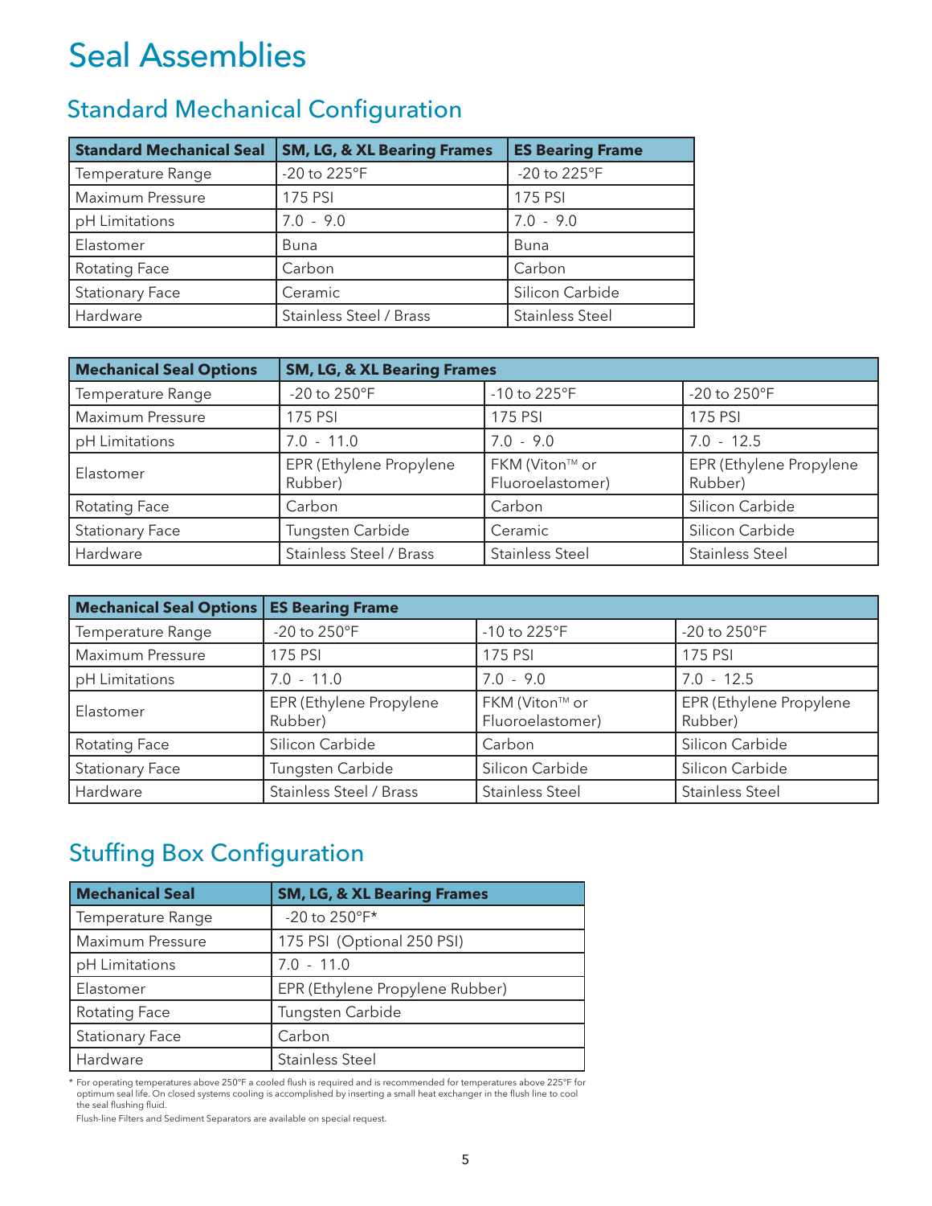# Seal Assemblies

## Standard Mechanical Configuration

| Standard Mechanical Seal | SM, LG, & XL Bearing Frames | ES Bearing Frame |
|---|---|---|
| Temperature Range | -20 to 225°F | -20 to 225°F |
| Maximum Pressure | 175 PSI | 175 PSI |
| pH Limitations | 7.0 - 9.0 | 7.0 - 9.0 |
| Elastomer | Buna | Buna |
| Rotating Face | Carbon | Carbon |
| Stationary Face | Ceramic | Silicon Carbide |
| Hardware | Stainless Steel / Brass | Stainless Steel |

| Mechanical Seal Options | SM, LG, & XL Bearing Frames | | |
|---|---|---|---|
| Temperature Range | -20 to 250°F | -10 to 225°F | -20 to 250°F |
| Maximum Pressure | 175 PSI | 175 PSI | 175 PSI |
| pH Limitations | 7.0 - 11.0 | 7.0 - 9.0 | 7.0 - 12.5 |
| Elastomer | EPR (Ethylene Propylene Rubber) | FKM (Viton™ or Fluoroelastomer) | EPR (Ethylene Propylene Rubber) |
| Rotating Face | Carbon | Carbon | Silicon Carbide |
| Stationary Face | Tungsten Carbide | Ceramic | Silicon Carbide |
| Hardware | Stainless Steel / Brass | Stainless Steel | Stainless Steel |

| Mechanical Seal Options | ES Bearing Frame | | |
|---|---|---|---|
| Temperature Range | -20 to 250°F | -10 to 225°F | -20 to 250°F |
| Maximum Pressure | 175 PSI | 175 PSI | 175 PSI |
| pH Limitations | 7.0 - 11.0 | 7.0 - 9.0 | 7.0 - 12.5 |
| Elastomer | EPR (Ethylene Propylene Rubber) | FKM (Viton™ or Fluoroelastomer) | EPR (Ethylene Propylene Rubber) |
| Rotating Face | Silicon Carbide | Carbon | Silicon Carbide |
| Stationary Face | Tungsten Carbide | Silicon Carbide | Silicon Carbide |
| Hardware | Stainless Steel / Brass | Stainless Steel | Stainless Steel |

## Stuffing Box Configuration

| Mechanical Seal | SM, LG, & XL Bearing Frames |
|---|---|
| Temperature Range | -20 to 250°F* |
| Maximum Pressure | 175 PSI (Optional 250 PSI) |
| pH Limitations | 7.0 - 11.0 |
| Elastomer | EPR (Ethylene Propylene Rubber) |
| Rotating Face | Tungsten Carbide |
| Stationary Face | Carbon |
| Hardware | Stainless Steel |

* For operating temperatures above 250°F a cooled flush is required and is recommended for temperatures above 225°F for optimum seal life. On closed systems cooling is accomplished by inserting a small heat exchanger in the flush line to cool the seal flushing fluid.

Flush-line Filters and Sediment Separators are available on special request.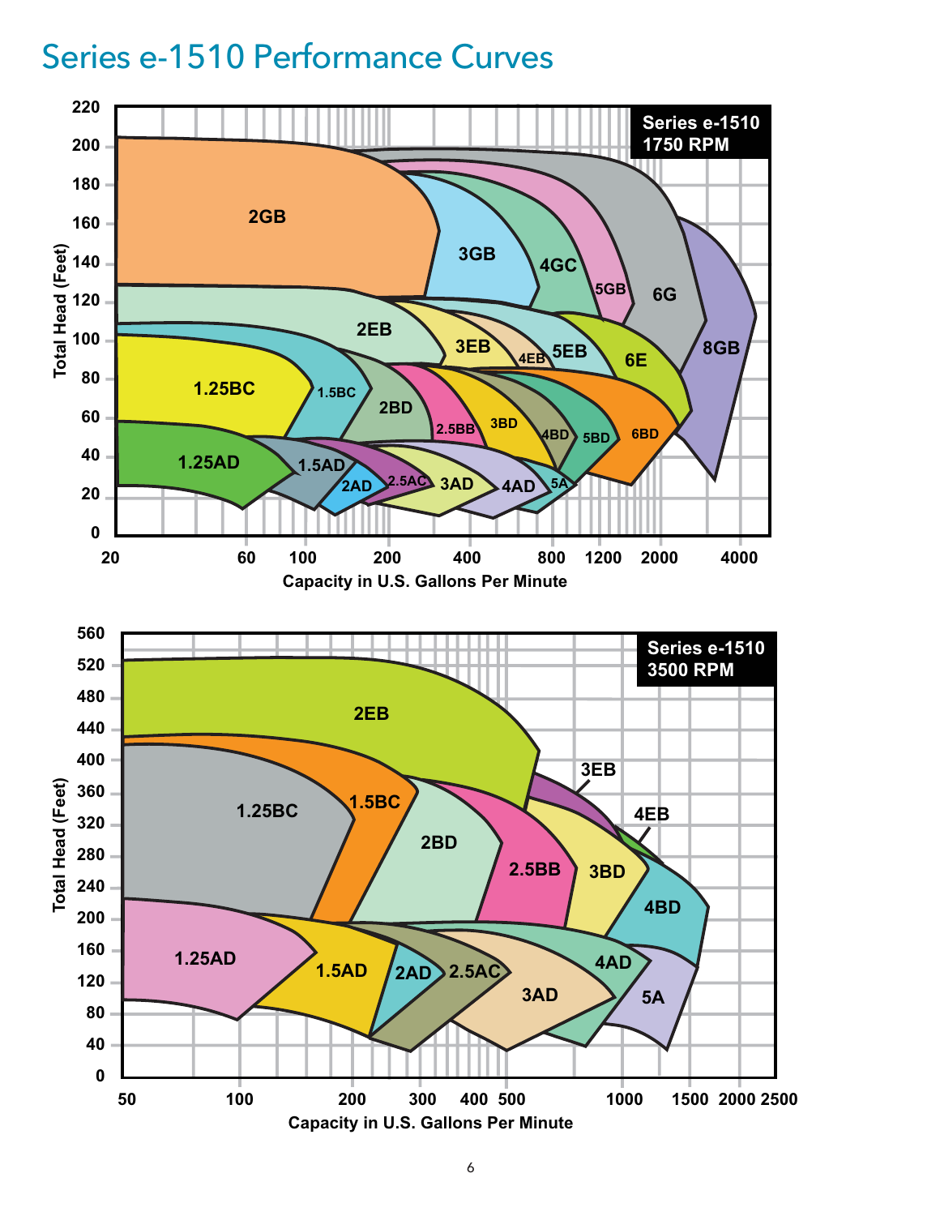# Series e-1510 Performance Curves

**Series e-1510 1750 RPM**

Total Head (Feet)

Capacity in U.S. Gallons Per Minute

2GB, 3GB, 4GC, 5GB, 6G, 8GB, 2EB, 3EB, 4EB, 5EB, 6E, 1.25BC, 1.5BC, 2BD, 2.5BB, 3BD, 4BD, 5BD, 6BD, 1.25AD, 1.5AD, 2AD, 2.5AC, 3AD, 4AD, 5A

**Series e-1510 3500 RPM**

Total Head (Feet)

Capacity in U.S. Gallons Per Minute

2EB, 3EB, 4EB, 1.25BC, 1.5BC, 2BD, 2.5BB, 3BD, 4BD, 1.25AD, 1.5AD, 2AD, 2.5AC, 3AD, 4AD, 5A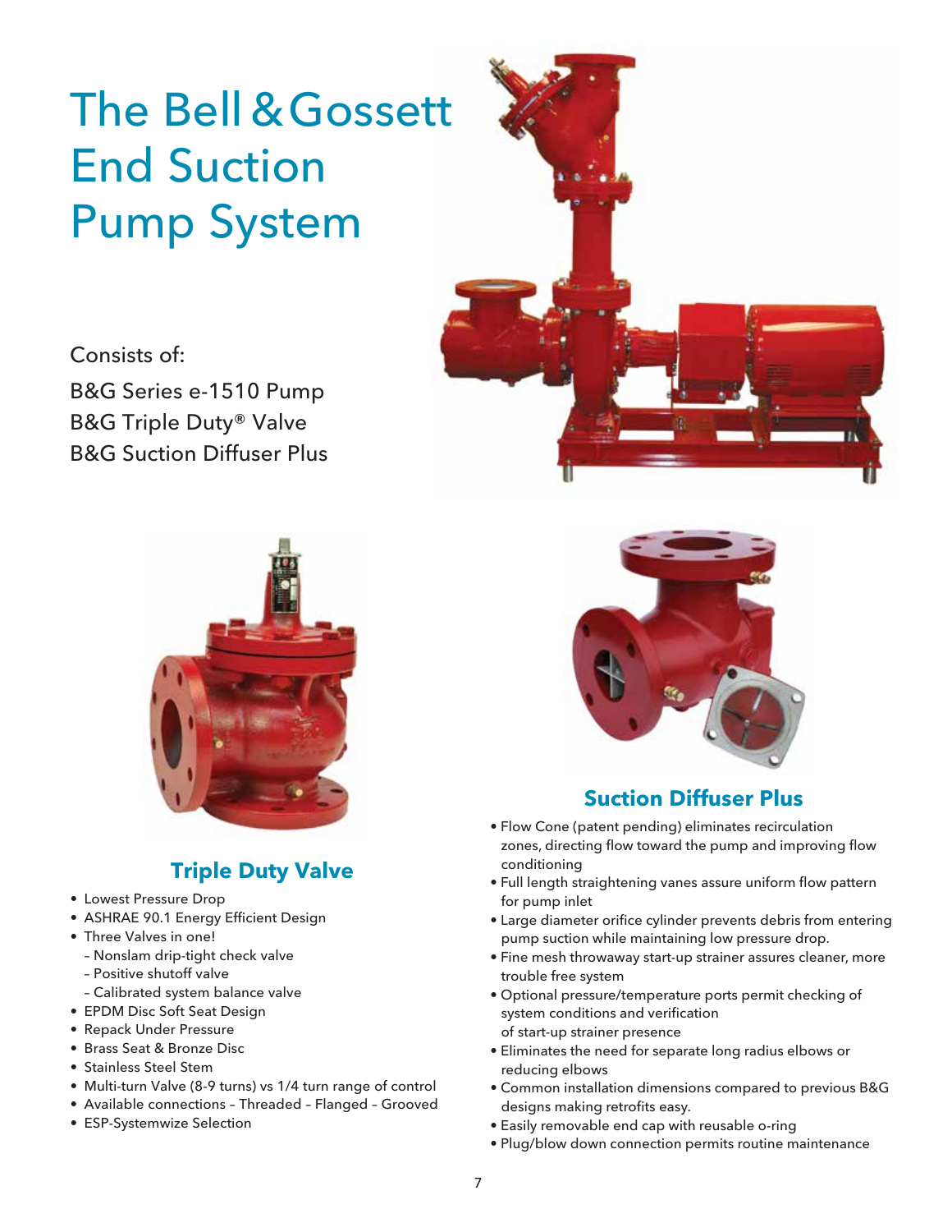# The Bell & Gossett End Suction Pump System

Consists of:

B&G Series e-1510 Pump
B&G Triple Duty® Valve
B&G Suction Diffuser Plus

## Triple Duty Valve

- Lowest Pressure Drop
- ASHRAE 90.1 Energy Efficient Design
- Three Valves in one!
  - Nonslam drip-tight check valve
  - Positive shutoff valve
  - Calibrated system balance valve
- EPDM Disc Soft Seat Design
- Repack Under Pressure
- Brass Seat & Bronze Disc
- Stainless Steel Stem
- Multi-turn Valve (8-9 turns) vs 1/4 turn range of control
- Available connections – Threaded – Flanged – Grooved
- ESP-Systemwize Selection

## Suction Diffuser Plus

- Flow Cone (patent pending) eliminates recirculation zones, directing flow toward the pump and improving flow conditioning
- Full length straightening vanes assure uniform flow pattern for pump inlet
- Large diameter orifice cylinder prevents debris from entering pump suction while maintaining low pressure drop.
- Fine mesh throwaway start-up strainer assures cleaner, more trouble free system
- Optional pressure/temperature ports permit checking of system conditions and verification of start-up strainer presence
- Eliminates the need for separate long radius elbows or reducing elbows
- Common installation dimensions compared to previous B&G designs making retrofits easy.
- Easily removable end cap with reusable o-ring
- Plug/blow down connection permits routine maintenance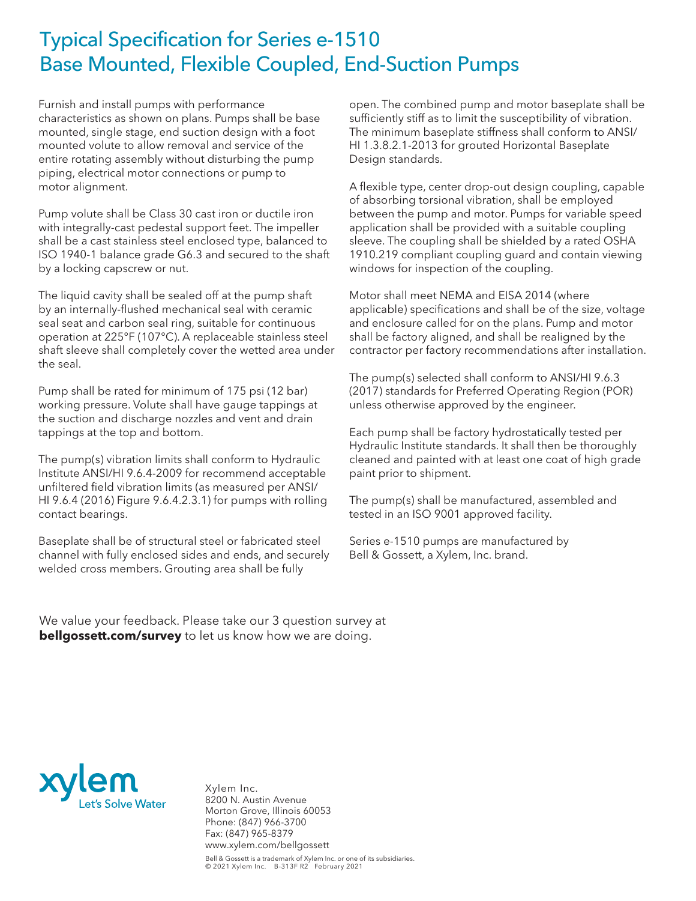# Typical Specification for Series e-1510 Base Mounted, Flexible Coupled, End-Suction Pumps

Furnish and install pumps with performance characteristics as shown on plans. Pumps shall be base mounted, single stage, end suction design with a foot mounted volute to allow removal and service of the entire rotating assembly without disturbing the pump piping, electrical motor connections or pump to motor alignment.

Pump volute shall be Class 30 cast iron or ductile iron with integrally-cast pedestal support feet. The impeller shall be a cast stainless steel enclosed type, balanced to ISO 1940-1 balance grade G6.3 and secured to the shaft by a locking capscrew or nut.

The liquid cavity shall be sealed off at the pump shaft by an internally-flushed mechanical seal with ceramic seal seat and carbon seal ring, suitable for continuous operation at 225°F (107°C). A replaceable stainless steel shaft sleeve shall completely cover the wetted area under the seal.

Pump shall be rated for minimum of 175 psi (12 bar) working pressure. Volute shall have gauge tappings at the suction and discharge nozzles and vent and drain tappings at the top and bottom.

The pump(s) vibration limits shall conform to Hydraulic Institute ANSI/HI 9.6.4-2009 for recommend acceptable unfiltered field vibration limits (as measured per ANSI/HI 9.6.4 (2016) Figure 9.6.4.2.3.1) for pumps with rolling contact bearings.

Baseplate shall be of structural steel or fabricated steel channel with fully enclosed sides and ends, and securely welded cross members. Grouting area shall be fully open. The combined pump and motor baseplate shall be sufficiently stiff as to limit the susceptibility of vibration. The minimum baseplate stiffness shall conform to ANSI/HI 1.3.8.2.1-2013 for grouted Horizontal Baseplate Design standards.

A flexible type, center drop-out design coupling, capable of absorbing torsional vibration, shall be employed between the pump and motor. Pumps for variable speed application shall be provided with a suitable coupling sleeve. The coupling shall be shielded by a rated OSHA 1910.219 compliant coupling guard and contain viewing windows for inspection of the coupling.

Motor shall meet NEMA and EISA 2014 (where applicable) specifications and shall be of the size, voltage and enclosure called for on the plans. Pump and motor shall be factory aligned, and shall be realigned by the contractor per factory recommendations after installation.

The pump(s) selected shall conform to ANSI/HI 9.6.3 (2017) standards for Preferred Operating Region (POR) unless otherwise approved by the engineer.

Each pump shall be factory hydrostatically tested per Hydraulic Institute standards. It shall then be thoroughly cleaned and painted with at least one coat of high grade paint prior to shipment.

The pump(s) shall be manufactured, assembled and tested in an ISO 9001 approved facility.

Series e-1510 pumps are manufactured by Bell & Gossett, a Xylem, Inc. brand.

We value your feedback. Please take our 3 question survey at **bellgossett.com/survey** to let us know how we are doing.

xylem
Let's Solve Water

Xylem Inc.
8200 N. Austin Avenue
Morton Grove, Illinois 60053
Phone: (847) 966-3700
Fax: (847) 965-8379
www.xylem.com/bellgossett

Bell & Gossett is a trademark of Xylem Inc. or one of its subsidiaries.
© 2021 Xylem Inc. B-313F R2 February 2021